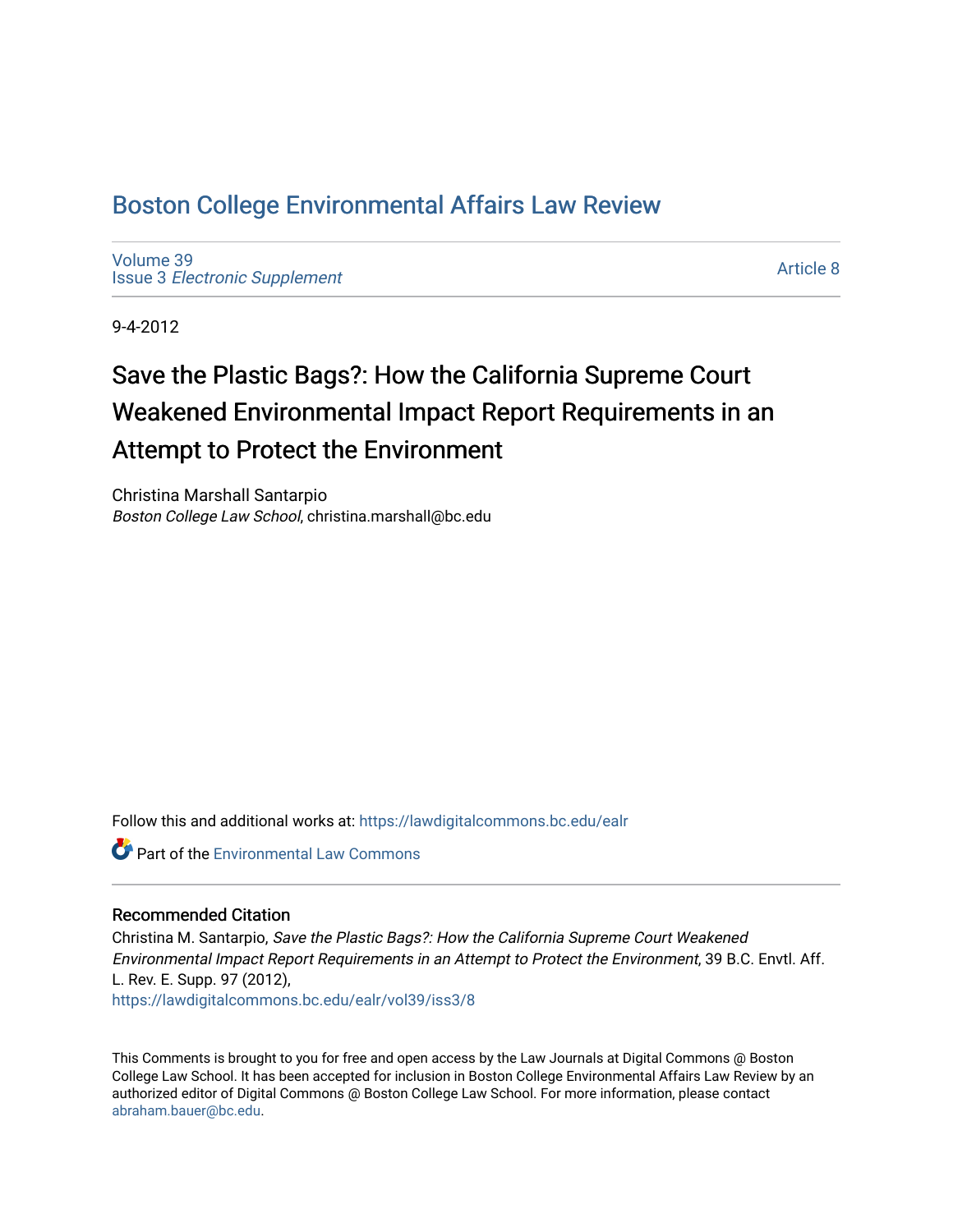# Boston College Environmental Affairs Law Review

Volume 39
Issue 3 *Electronic Supplement*

Article 8

9-4-2012

## Save the Plastic Bags?: How the California Supreme Court Weakened Environmental Impact Report Requirements in an Attempt to Protect the Environment

Christina Marshall Santarpio
*Boston College Law School*, christina.marshall@bc.edu

Follow this and additional works at: https://lawdigitalcommons.bc.edu/ealr

Part of the Environmental Law Commons

### Recommended Citation

Christina M. Santarpio, *Save the Plastic Bags?: How the California Supreme Court Weakened Environmental Impact Report Requirements in an Attempt to Protect the Environment*, 39 B.C. Envtl. Aff. L. Rev. E. Supp. 97 (2012),
https://lawdigitalcommons.bc.edu/ealr/vol39/iss3/8

This Comments is brought to you for free and open access by the Law Journals at Digital Commons @ Boston College Law School. It has been accepted for inclusion in Boston College Environmental Affairs Law Review by an authorized editor of Digital Commons @ Boston College Law School. For more information, please contact abraham.bauer@bc.edu.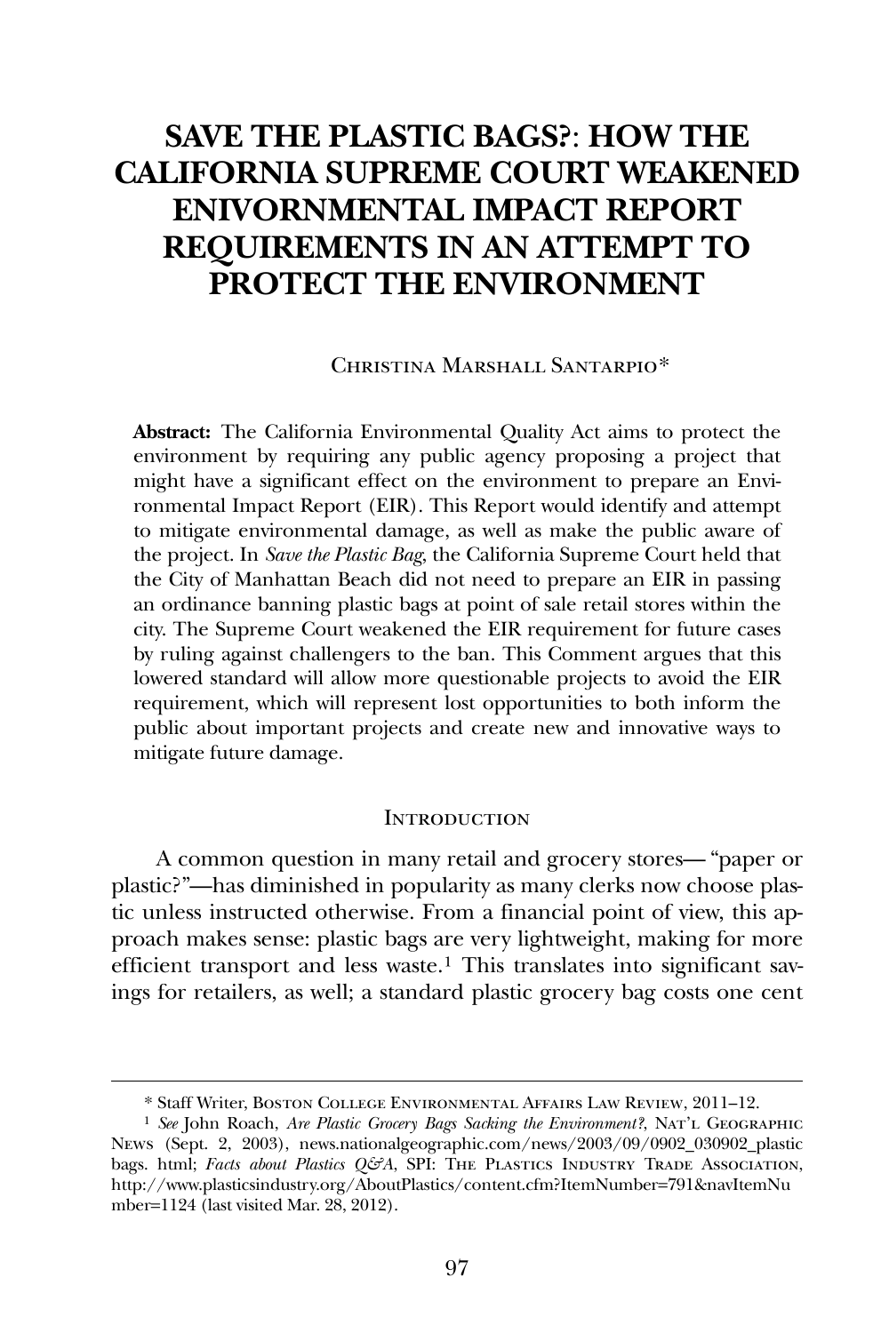# SAVE THE PLASTIC BAGS?: HOW THE CALIFORNIA SUPREME COURT WEAKENED ENIVORNMENTAL IMPACT REPORT REQUIREMENTS IN AN ATTEMPT TO PROTECT THE ENVIRONMENT

Christina Marshall Santarpio*

**Abstract:** The California Environmental Quality Act aims to protect the environment by requiring any public agency proposing a project that might have a significant effect on the environment to prepare an Environmental Impact Report (EIR). This Report would identify and attempt to mitigate environmental damage, as well as make the public aware of the project. In *Save the Plastic Bag*, the California Supreme Court held that the City of Manhattan Beach did not need to prepare an EIR in passing an ordinance banning plastic bags at point of sale retail stores within the city. The Supreme Court weakened the EIR requirement for future cases by ruling against challengers to the ban. This Comment argues that this lowered standard will allow more questionable projects to avoid the EIR requirement, which will represent lost opportunities to both inform the public about important projects and create new and innovative ways to mitigate future damage.

## Introduction

A common question in many retail and grocery stores— "paper or plastic?"—has diminished in popularity as many clerks now choose plastic unless instructed otherwise. From a financial point of view, this approach makes sense: plastic bags are very lightweight, making for more efficient transport and less waste.[1] This translates into significant savings for retailers, as well; a standard plastic grocery bag costs one cent

---

\* Staff Writer, Boston College Environmental Affairs Law Review, 2011–12.

[1] *See* John Roach, *Are Plastic Grocery Bags Sacking the Environment?*, Nat'l Geographic News (Sept. 2, 2003), news.nationalgeographic.com/news/2003/09/0902_030902_plasticbags. html; *Facts about Plastics Q&A*, SPI: The Plastics Industry Trade Association, http://www.plasticsindustry.org/AboutPlastics/content.cfm?ItemNumber=791&navItemNumber=1124 (last visited Mar. 28, 2012).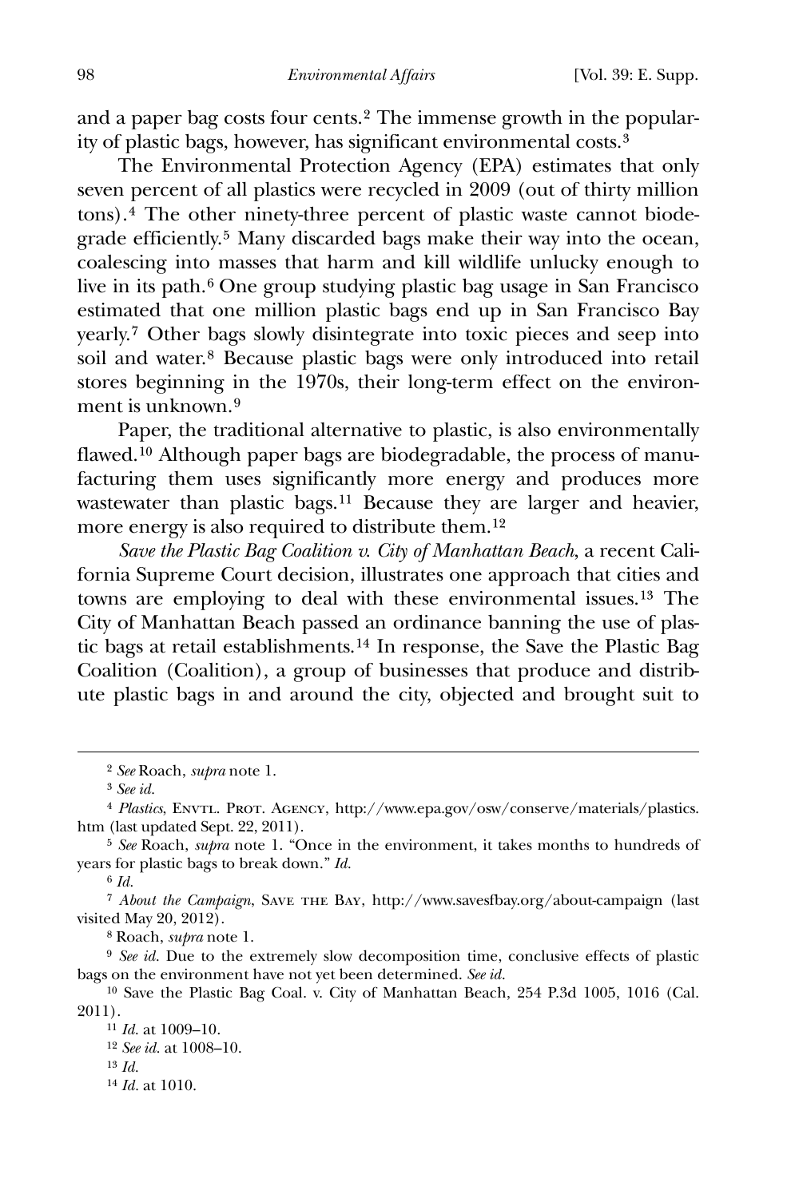and a paper bag costs four cents.[2] The immense growth in the popularity of plastic bags, however, has significant environmental costs.[3]

The Environmental Protection Agency (EPA) estimates that only seven percent of all plastics were recycled in 2009 (out of thirty million tons).[4] The other ninety-three percent of plastic waste cannot biodegrade efficiently.[5] Many discarded bags make their way into the ocean, coalescing into masses that harm and kill wildlife unlucky enough to live in its path.[6] One group studying plastic bag usage in San Francisco estimated that one million plastic bags end up in San Francisco Bay yearly.[7] Other bags slowly disintegrate into toxic pieces and seep into soil and water.[8] Because plastic bags were only introduced into retail stores beginning in the 1970s, their long-term effect on the environment is unknown.[9]

Paper, the traditional alternative to plastic, is also environmentally flawed.[10] Although paper bags are biodegradable, the process of manufacturing them uses significantly more energy and produces more wastewater than plastic bags.[11] Because they are larger and heavier, more energy is also required to distribute them.[12]

*Save the Plastic Bag Coalition v. City of Manhattan Beach*, a recent California Supreme Court decision, illustrates one approach that cities and towns are employing to deal with these environmental issues.[13] The City of Manhattan Beach passed an ordinance banning the use of plastic bags at retail establishments.[14] In response, the Save the Plastic Bag Coalition (Coalition), a group of businesses that produce and distribute plastic bags in and around the city, objected and brought suit to

---

[2] *See* Roach, *supra* note 1.

[3] *See id.*

[4] *Plastics*, Envtl. Prot. Agency, http://www.epa.gov/osw/conserve/materials/plastics.htm (last updated Sept. 22, 2011).

[5] *See* Roach, *supra* note 1. "Once in the environment, it takes months to hundreds of years for plastic bags to break down." *Id.*

[6] *Id.*

[7] *About the Campaign*, Save the Bay, http://www.savesfbay.org/about-campaign (last visited May 20, 2012).

[8] Roach, *supra* note 1.

[9] *See id.* Due to the extremely slow decomposition time, conclusive effects of plastic bags on the environment have not yet been determined. *See id.*

[10] Save the Plastic Bag Coal. v. City of Manhattan Beach, 254 P.3d 1005, 1016 (Cal. 2011).

[11] *Id.* at 1009–10.

[12] *See id.* at 1008–10.

[13] *Id.*

[14] *Id.* at 1010.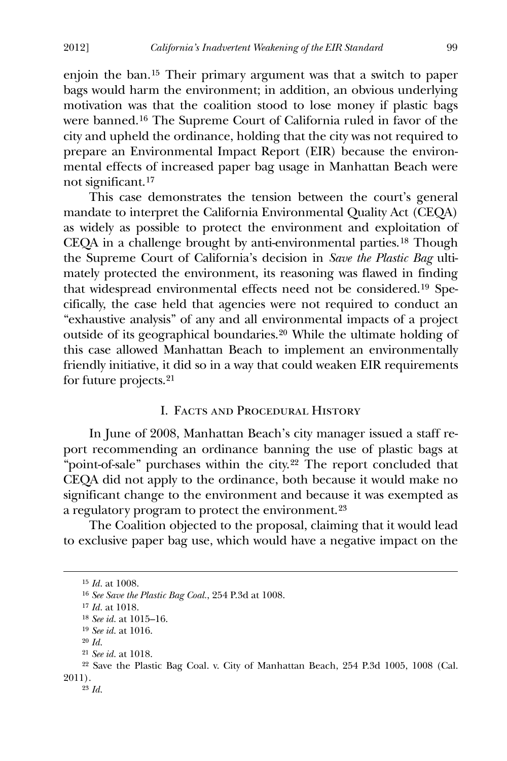enjoin the ban.[15] Their primary argument was that a switch to paper bags would harm the environment; in addition, an obvious underlying motivation was that the coalition stood to lose money if plastic bags were banned.[16] The Supreme Court of California ruled in favor of the city and upheld the ordinance, holding that the city was not required to prepare an Environmental Impact Report (EIR) because the environmental effects of increased paper bag usage in Manhattan Beach were not significant.[17]

This case demonstrates the tension between the court's general mandate to interpret the California Environmental Quality Act (CEQA) as widely as possible to protect the environment and exploitation of CEQA in a challenge brought by anti-environmental parties.[18] Though the Supreme Court of California's decision in *Save the Plastic Bag* ultimately protected the environment, its reasoning was flawed in finding that widespread environmental effects need not be considered.[19] Specifically, the case held that agencies were not required to conduct an "exhaustive analysis" of any and all environmental impacts of a project outside of its geographical boundaries.[20] While the ultimate holding of this case allowed Manhattan Beach to implement an environmentally friendly initiative, it did so in a way that could weaken EIR requirements for future projects.[21]

## I. Facts and Procedural History

In June of 2008, Manhattan Beach's city manager issued a staff report recommending an ordinance banning the use of plastic bags at "point-of-sale" purchases within the city.[22] The report concluded that CEQA did not apply to the ordinance, both because it would make no significant change to the environment and because it was exempted as a regulatory program to protect the environment.[23]

The Coalition objected to the proposal, claiming that it would lead to exclusive paper bag use, which would have a negative impact on the

---

[15] *Id.* at 1008.

[16] *See Save the Plastic Bag Coal.*, 254 P.3d at 1008.

[17] *Id.* at 1018.

[18] *See id.* at 1015–16.

[19] *See id.* at 1016.

[20] *Id.*

[21] *See id.* at 1018.

[22] Save the Plastic Bag Coal. v. City of Manhattan Beach, 254 P.3d 1005, 1008 (Cal. 2011).

[23] *Id.*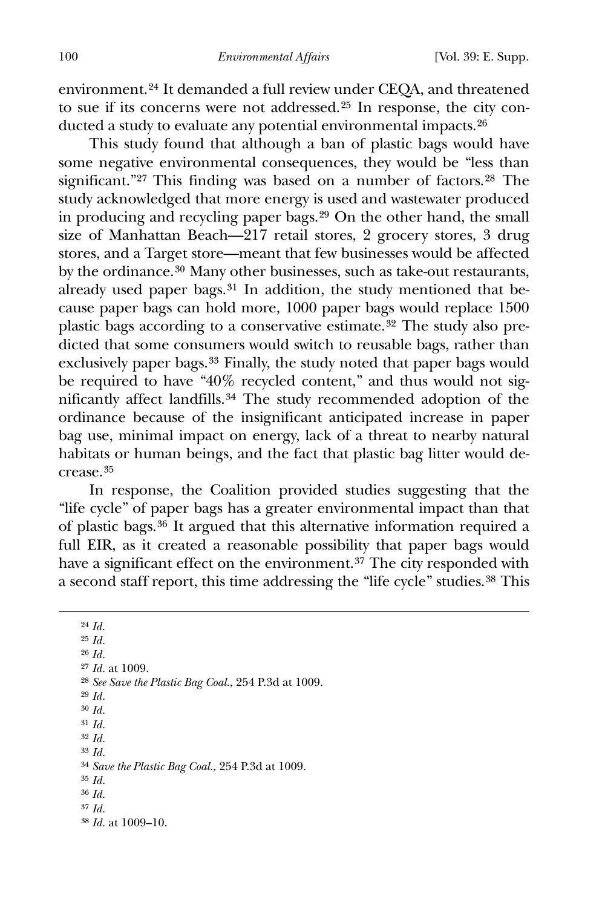environment.[24] It demanded a full review under CEQA, and threatened to sue if its concerns were not addressed.[25] In response, the city conducted a study to evaluate any potential environmental impacts.[26]

This study found that although a ban of plastic bags would have some negative environmental consequences, they would be "less than significant."[27] This finding was based on a number of factors.[28] The study acknowledged that more energy is used and wastewater produced in producing and recycling paper bags.[29] On the other hand, the small size of Manhattan Beach—217 retail stores, 2 grocery stores, 3 drug stores, and a Target store—meant that few businesses would be affected by the ordinance.[30] Many other businesses, such as take-out restaurants, already used paper bags.[31] In addition, the study mentioned that because paper bags can hold more, 1000 paper bags would replace 1500 plastic bags according to a conservative estimate.[32] The study also predicted that some consumers would switch to reusable bags, rather than exclusively paper bags.[33] Finally, the study noted that paper bags would be required to have "40% recycled content," and thus would not significantly affect landfills.[34] The study recommended adoption of the ordinance because of the insignificant anticipated increase in paper bag use, minimal impact on energy, lack of a threat to nearby natural habitats or human beings, and the fact that plastic bag litter would decrease.[35]

In response, the Coalition provided studies suggesting that the "life cycle" of paper bags has a greater environmental impact than that of plastic bags.[36] It argued that this alternative information required a full EIR, as it created a reasonable possibility that paper bags would have a significant effect on the environment.[37] The city responded with a second staff report, this time addressing the "life cycle" studies.[38] This

---

[24] *Id.*

[25] *Id.*

[26] *Id.*

[27] *Id.* at 1009.

[28] *See Save the Plastic Bag Coal.*, 254 P.3d at 1009.

[29] *Id.*

[30] *Id.*

[31] *Id.*

[32] *Id.*

[33] *Id.*

[34] *Save the Plastic Bag Coal.*, 254 P.3d at 1009.

[35] *Id.*

[36] *Id.*

[37] *Id.*

[38] *Id.* at 1009–10.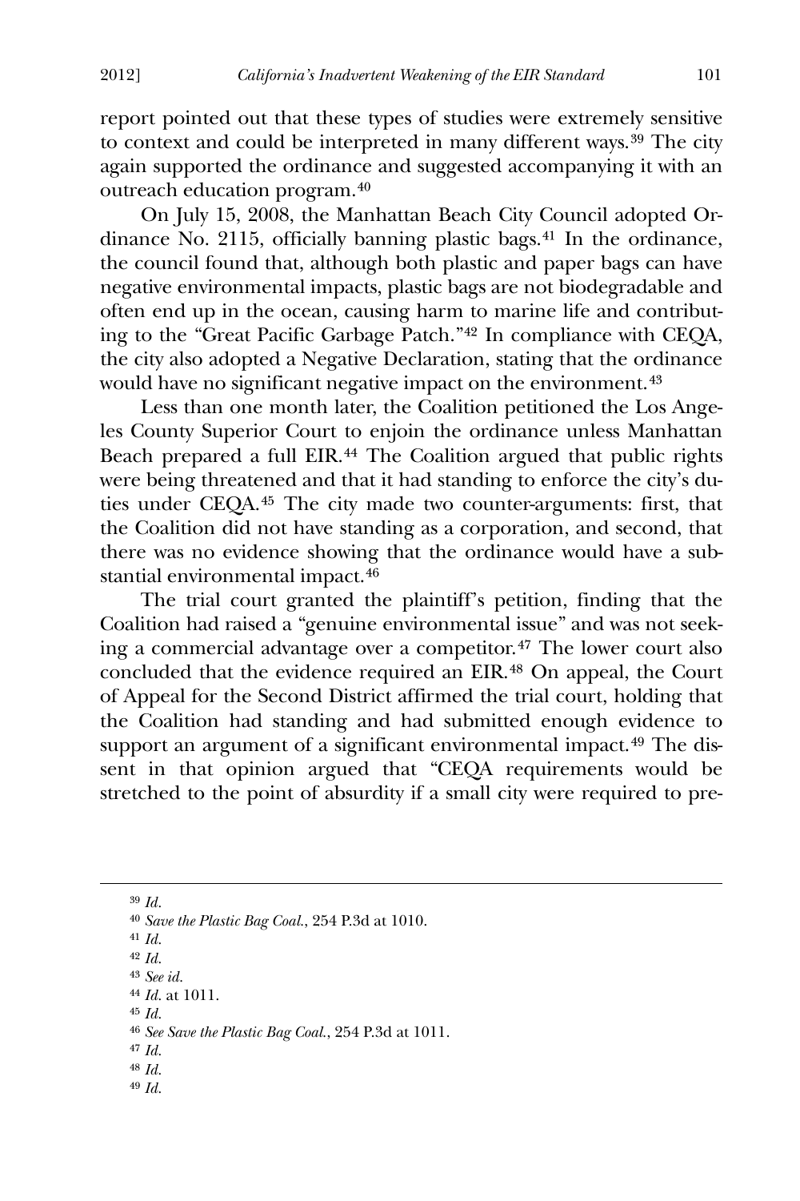report pointed out that these types of studies were extremely sensitive to context and could be interpreted in many different ways.[39] The city again supported the ordinance and suggested accompanying it with an outreach education program.[40]

On July 15, 2008, the Manhattan Beach City Council adopted Ordinance No. 2115, officially banning plastic bags.[41] In the ordinance, the council found that, although both plastic and paper bags can have negative environmental impacts, plastic bags are not biodegradable and often end up in the ocean, causing harm to marine life and contributing to the "Great Pacific Garbage Patch."[42] In compliance with CEQA, the city also adopted a Negative Declaration, stating that the ordinance would have no significant negative impact on the environment.[43]

Less than one month later, the Coalition petitioned the Los Angeles County Superior Court to enjoin the ordinance unless Manhattan Beach prepared a full EIR.[44] The Coalition argued that public rights were being threatened and that it had standing to enforce the city's duties under CEQA.[45] The city made two counter-arguments: first, that the Coalition did not have standing as a corporation, and second, that there was no evidence showing that the ordinance would have a substantial environmental impact.[46]

The trial court granted the plaintiff's petition, finding that the Coalition had raised a "genuine environmental issue" and was not seeking a commercial advantage over a competitor.[47] The lower court also concluded that the evidence required an EIR.[48] On appeal, the Court of Appeal for the Second District affirmed the trial court, holding that the Coalition had standing and had submitted enough evidence to support an argument of a significant environmental impact.[49] The dissent in that opinion argued that "CEQA requirements would be stretched to the point of absurdity if a small city were required to pre-

---

[39] *Id.*

[40] *Save the Plastic Bag Coal.*, 254 P.3d at 1010.

[41] *Id.*

[42] *Id.*

[43] *See id.*

[44] *Id.* at 1011.

[45] *Id.*

[46] *See Save the Plastic Bag Coal.*, 254 P.3d at 1011.

[47] *Id.*

[48] *Id.*

[49] *Id.*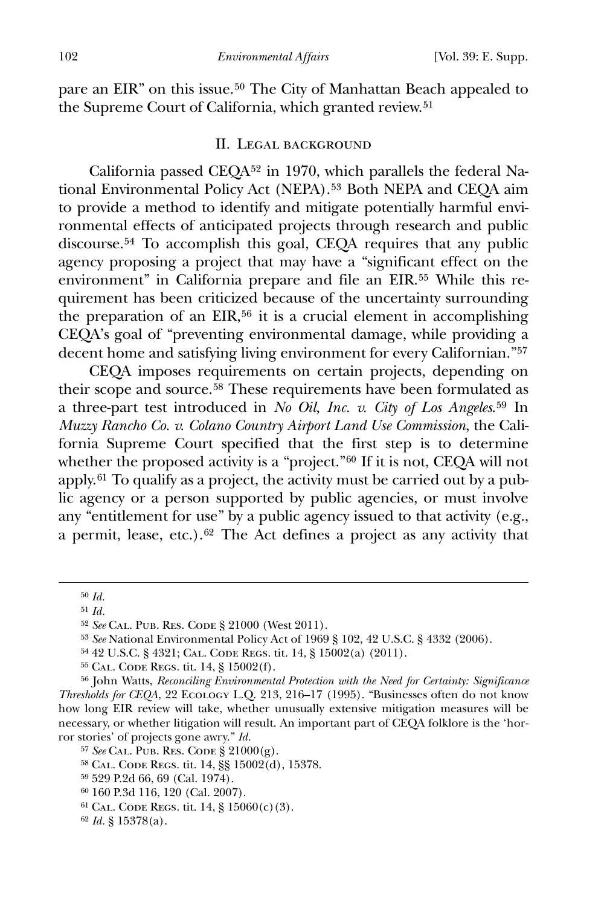pare an EIR" on this issue.[50] The City of Manhattan Beach appealed to the Supreme Court of California, which granted review.[51]

## II. Legal background

California passed CEQA[52] in 1970, which parallels the federal National Environmental Policy Act (NEPA).[53] Both NEPA and CEQA aim to provide a method to identify and mitigate potentially harmful environmental effects of anticipated projects through research and public discourse.[54] To accomplish this goal, CEQA requires that any public agency proposing a project that may have a "significant effect on the environment" in California prepare and file an EIR.[55] While this requirement has been criticized because of the uncertainty surrounding the preparation of an EIR,[56] it is a crucial element in accomplishing CEQA's goal of "preventing environmental damage, while providing a decent home and satisfying living environment for every Californian."[57]

CEQA imposes requirements on certain projects, depending on their scope and source.[58] These requirements have been formulated as a three-part test introduced in *No Oil, Inc. v. City of Los Angeles*.[59] In *Muzzy Rancho Co. v. Colano Country Airport Land Use Commission*, the California Supreme Court specified that the first step is to determine whether the proposed activity is a "project."[60] If it is not, CEQA will not apply.[61] To qualify as a project, the activity must be carried out by a public agency or a person supported by public agencies, or must involve any "entitlement for use" by a public agency issued to that activity (e.g., a permit, lease, etc.).[62] The Act defines a project as any activity that

---

[50] *Id.*

[51] *Id.*

[52] *See* Cal. Pub. Res. Code § 21000 (West 2011).

[53] *See* National Environmental Policy Act of 1969 § 102, 42 U.S.C. § 4332 (2006).

[54] 42 U.S.C. § 4321; Cal. Code Regs. tit. 14, § 15002(a) (2011).

[55] Cal. Code Regs. tit. 14, § 15002(f).

[56] John Watts, *Reconciling Environmental Protection with the Need for Certainty: Significance Thresholds for CEQA*, 22 Ecology L.Q. 213, 216–17 (1995). "Businesses often do not know how long EIR review will take, whether unusually extensive mitigation measures will be necessary, or whether litigation will result. An important part of CEQA folklore is the 'horror stories' of projects gone awry." *Id.*

[57] *See* Cal. Pub. Res. Code § 21000(g).

[58] Cal. Code Regs. tit. 14, §§ 15002(d), 15378.

[59] 529 P.2d 66, 69 (Cal. 1974).

[60] 160 P.3d 116, 120 (Cal. 2007).

[61] Cal. Code Regs. tit. 14, § 15060(c)(3).

[62] *Id.* § 15378(a).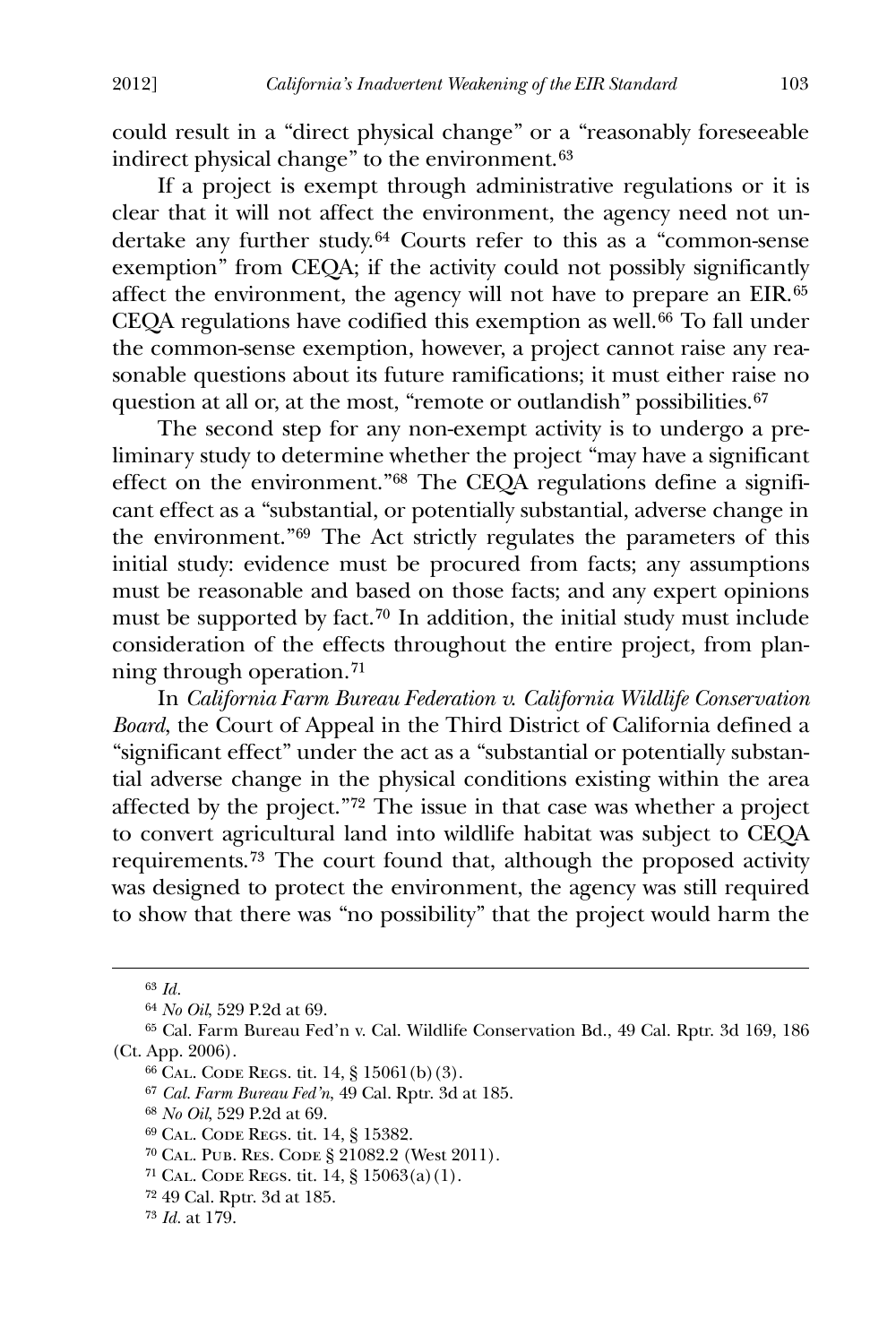could result in a "direct physical change" or a "reasonably foreseeable indirect physical change" to the environment.[63]

If a project is exempt through administrative regulations or it is clear that it will not affect the environment, the agency need not undertake any further study.[64] Courts refer to this as a "common-sense exemption" from CEQA; if the activity could not possibly significantly affect the environment, the agency will not have to prepare an EIR.[65] CEQA regulations have codified this exemption as well.[66] To fall under the common-sense exemption, however, a project cannot raise any reasonable questions about its future ramifications; it must either raise no question at all or, at the most, "remote or outlandish" possibilities.[67]

The second step for any non-exempt activity is to undergo a preliminary study to determine whether the project "may have a significant effect on the environment."[68] The CEQA regulations define a significant effect as a "substantial, or potentially substantial, adverse change in the environment."[69] The Act strictly regulates the parameters of this initial study: evidence must be procured from facts; any assumptions must be reasonable and based on those facts; and any expert opinions must be supported by fact.[70] In addition, the initial study must include consideration of the effects throughout the entire project, from planning through operation.[71]

In *California Farm Bureau Federation v. California Wildlife Conservation Board*, the Court of Appeal in the Third District of California defined a "significant effect" under the act as a "substantial or potentially substantial adverse change in the physical conditions existing within the area affected by the project."[72] The issue in that case was whether a project to convert agricultural land into wildlife habitat was subject to CEQA requirements.[73] The court found that, although the proposed activity was designed to protect the environment, the agency was still required to show that there was "no possibility" that the project would harm the

---

[63] *Id.*

[64] *No Oil*, 529 P.2d at 69.

[65] Cal. Farm Bureau Fed'n v. Cal. Wildlife Conservation Bd., 49 Cal. Rptr. 3d 169, 186 (Ct. App. 2006).

[66] Cal. Code Regs. tit. 14, § 15061(b)(3).

[67] *Cal. Farm Bureau Fed'n*, 49 Cal. Rptr. 3d at 185.

[68] *No Oil*, 529 P.2d at 69.

[69] Cal. Code Regs. tit. 14, § 15382.

[70] Cal. Pub. Res. Code § 21082.2 (West 2011).

[71] Cal. Code Regs. tit. 14, § 15063(a)(1).

[72] 49 Cal. Rptr. 3d at 185.

[73] *Id.* at 179.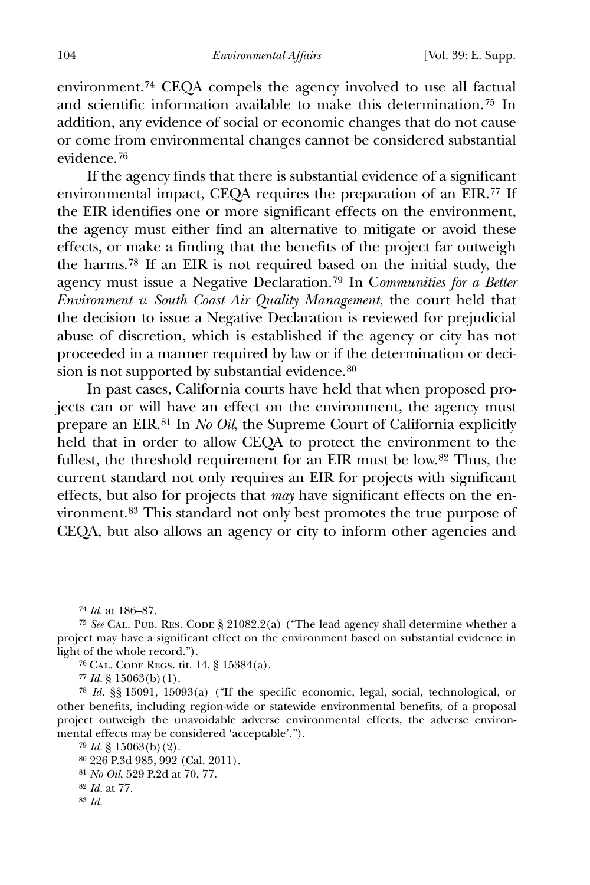environment.[74] CEQA compels the agency involved to use all factual and scientific information available to make this determination.[75] In addition, any evidence of social or economic changes that do not cause or come from environmental changes cannot be considered substantial evidence.[76]

If the agency finds that there is substantial evidence of a significant environmental impact, CEQA requires the preparation of an EIR.[77] If the EIR identifies one or more significant effects on the environment, the agency must either find an alternative to mitigate or avoid these effects, or make a finding that the benefits of the project far outweigh the harms.[78] If an EIR is not required based on the initial study, the agency must issue a Negative Declaration.[79] In *Communities for a Better Environment v. South Coast Air Quality Management*, the court held that the decision to issue a Negative Declaration is reviewed for prejudicial abuse of discretion, which is established if the agency or city has not proceeded in a manner required by law or if the determination or decision is not supported by substantial evidence.[80]

In past cases, California courts have held that when proposed projects can or will have an effect on the environment, the agency must prepare an EIR.[81] In *No Oil*, the Supreme Court of California explicitly held that in order to allow CEQA to protect the environment to the fullest, the threshold requirement for an EIR must be low.[82] Thus, the current standard not only requires an EIR for projects with significant effects, but also for projects that *may* have significant effects on the environment.[83] This standard not only best promotes the true purpose of CEQA, but also allows an agency or city to inform other agencies and

---

[74] *Id.* at 186–87.

[75] *See* Cal. Pub. Res. Code § 21082.2(a) ("The lead agency shall determine whether a project may have a significant effect on the environment based on substantial evidence in light of the whole record.").

[76] Cal. Code Regs. tit. 14, § 15384(a).

[77] *Id.* § 15063(b)(1).

[78] *Id.* §§ 15091, 15093(a) ("If the specific economic, legal, social, technological, or other benefits, including region-wide or statewide environmental benefits, of a proposal project outweigh the unavoidable adverse environmental effects, the adverse environmental effects may be considered 'acceptable'.").

[79] *Id.* § 15063(b)(2).

[80] 226 P.3d 985, 992 (Cal. 2011).

[81] *No Oil*, 529 P.2d at 70, 77.

[82] *Id.* at 77.

[83] *Id.*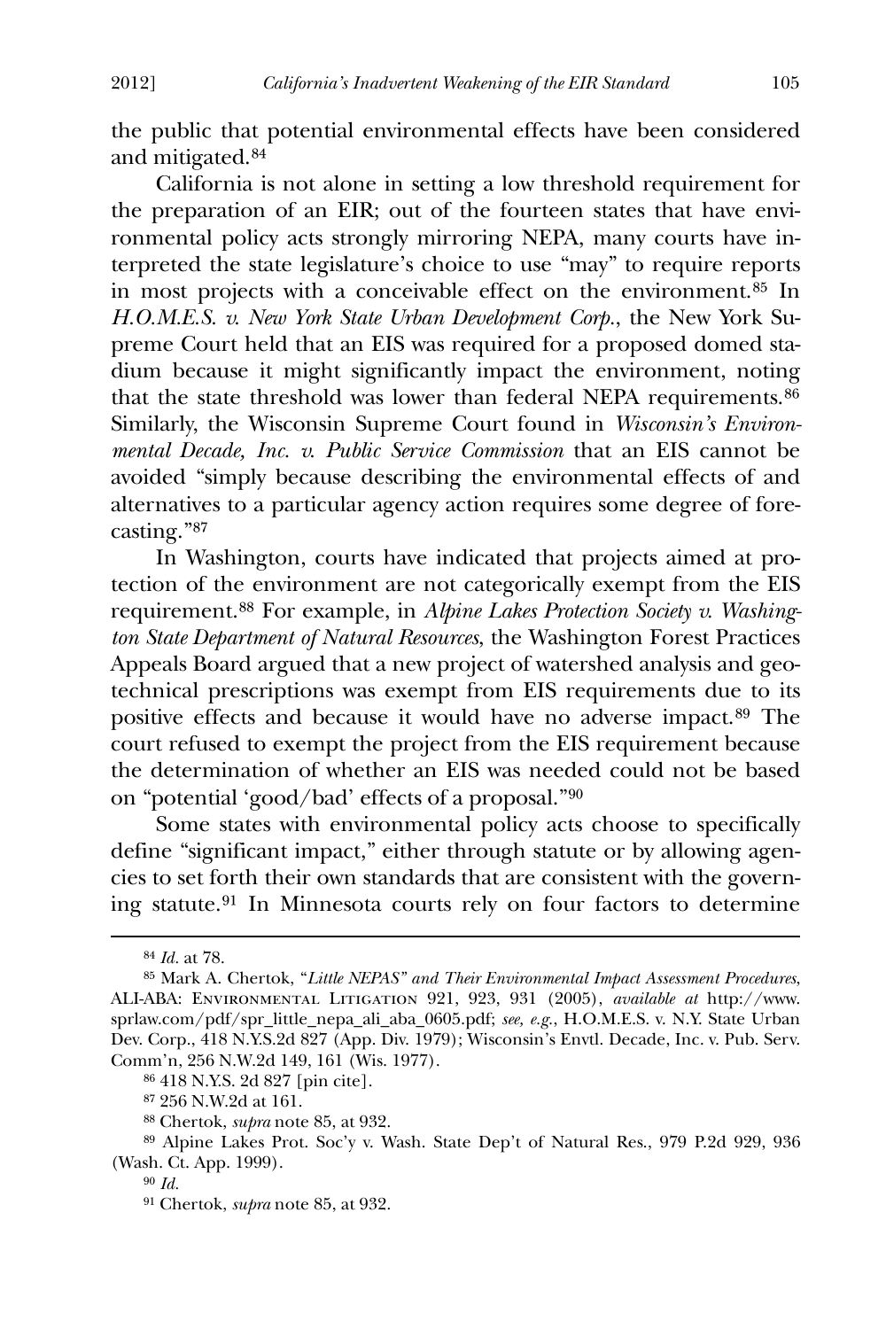the public that potential environmental effects have been considered and mitigated.[84]

California is not alone in setting a low threshold requirement for the preparation of an EIR; out of the fourteen states that have environmental policy acts strongly mirroring NEPA, many courts have interpreted the state legislature's choice to use "may" to require reports in most projects with a conceivable effect on the environment.[85] In *H.O.M.E.S. v. New York State Urban Development Corp.*, the New York Supreme Court held that an EIS was required for a proposed domed stadium because it might significantly impact the environment, noting that the state threshold was lower than federal NEPA requirements.[86] Similarly, the Wisconsin Supreme Court found in *Wisconsin's Environmental Decade, Inc. v. Public Service Commission* that an EIS cannot be avoided "simply because describing the environmental effects of and alternatives to a particular agency action requires some degree of forecasting."[87]

In Washington, courts have indicated that projects aimed at protection of the environment are not categorically exempt from the EIS requirement.[88] For example, in *Alpine Lakes Protection Society v. Washington State Department of Natural Resources*, the Washington Forest Practices Appeals Board argued that a new project of watershed analysis and geotechnical prescriptions was exempt from EIS requirements due to its positive effects and because it would have no adverse impact.[89] The court refused to exempt the project from the EIS requirement because the determination of whether an EIS was needed could not be based on "potential 'good/bad' effects of a proposal."[90]

Some states with environmental policy acts choose to specifically define "significant impact," either through statute or by allowing agencies to set forth their own standards that are consistent with the governing statute.[91] In Minnesota courts rely on four factors to determine

---

[84] *Id.* at 78.

[85] Mark A. Chertok, "*Little NEPAS" and Their Environmental Impact Assessment Procedures*, ALI-ABA: Environmental Litigation 921, 923, 931 (2005), *available at* http://www.sprlaw.com/pdf/spr_little_nepa_ali_aba_0605.pdf; *see, e.g.*, H.O.M.E.S. v. N.Y. State Urban Dev. Corp., 418 N.Y.S.2d 827 (App. Div. 1979); Wisconsin's Envtl. Decade, Inc. v. Pub. Serv. Comm'n, 256 N.W.2d 149, 161 (Wis. 1977).

[86] 418 N.Y.S. 2d 827 [pin cite].

[87] 256 N.W.2d at 161.

[88] Chertok, *supra* note 85, at 932.

[89] Alpine Lakes Prot. Soc'y v. Wash. State Dep't of Natural Res., 979 P.2d 929, 936 (Wash. Ct. App. 1999).

[90] *Id.*

[91] Chertok, *supra* note 85, at 932.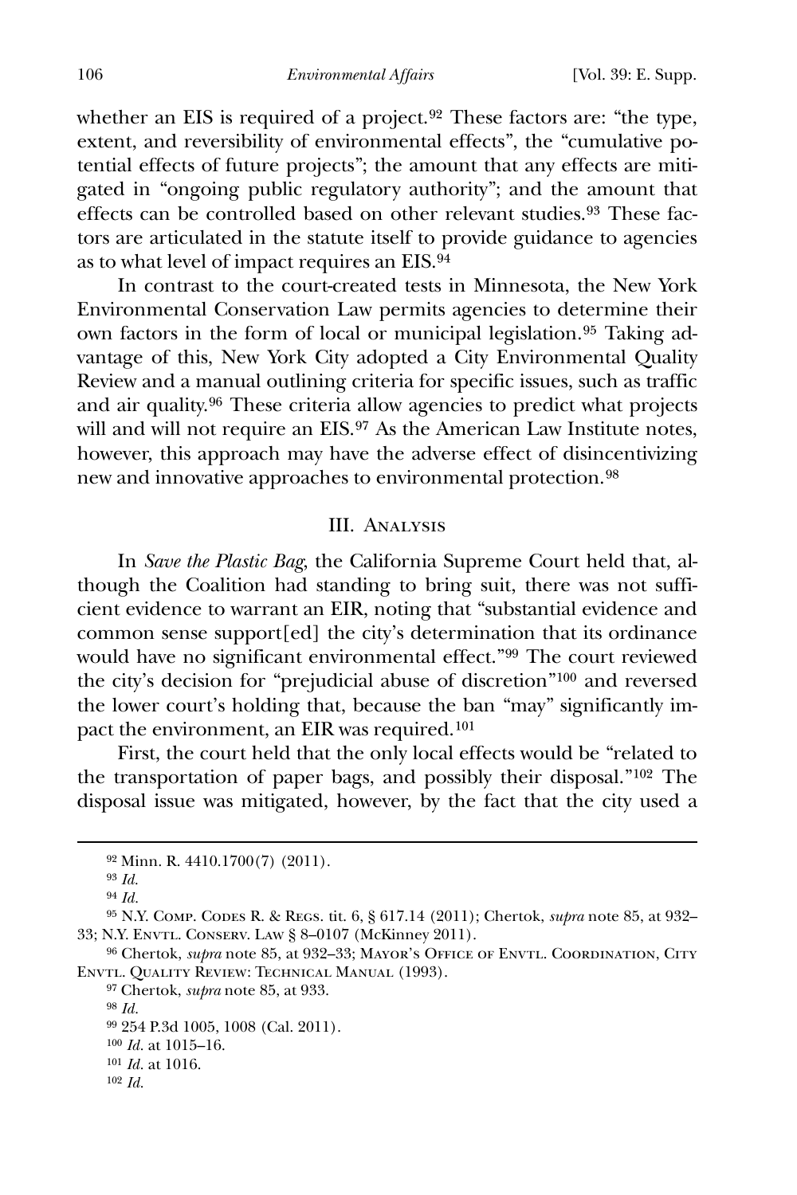whether an EIS is required of a project.[92] These factors are: "the type, extent, and reversibility of environmental effects", the "cumulative potential effects of future projects"; the amount that any effects are mitigated in "ongoing public regulatory authority"; and the amount that effects can be controlled based on other relevant studies.[93] These factors are articulated in the statute itself to provide guidance to agencies as to what level of impact requires an EIS.[94]

In contrast to the court-created tests in Minnesota, the New York Environmental Conservation Law permits agencies to determine their own factors in the form of local or municipal legislation.[95] Taking advantage of this, New York City adopted a City Environmental Quality Review and a manual outlining criteria for specific issues, such as traffic and air quality.[96] These criteria allow agencies to predict what projects will and will not require an EIS.[97] As the American Law Institute notes, however, this approach may have the adverse effect of disincentivizing new and innovative approaches to environmental protection.[98]

## III. Analysis

In *Save the Plastic Bag*, the California Supreme Court held that, although the Coalition had standing to bring suit, there was not sufficient evidence to warrant an EIR, noting that "substantial evidence and common sense support[ed] the city's determination that its ordinance would have no significant environmental effect."[99] The court reviewed the city's decision for "prejudicial abuse of discretion"[100] and reversed the lower court's holding that, because the ban "may" significantly impact the environment, an EIR was required.[101]

First, the court held that the only local effects would be "related to the transportation of paper bags, and possibly their disposal."[102] The disposal issue was mitigated, however, by the fact that the city used a

---

[92] Minn. R. 4410.1700(7) (2011).

[93] *Id.*

[94] *Id.*

[95] N.Y. Comp. Codes R. & Regs. tit. 6, § 617.14 (2011); Chertok, *supra* note 85, at 932–33; N.Y. Envtl. Conserv. Law § 8–0107 (McKinney 2011).

[96] Chertok, *supra* note 85, at 932–33; Mayor's Office of Envtl. Coordination, City Envtl. Quality Review: Technical Manual (1993).

[97] Chertok, *supra* note 85, at 933.

[98] *Id.*

[99] 254 P.3d 1005, 1008 (Cal. 2011).

[100] *Id.* at 1015–16.

[101] *Id.* at 1016.

[102] *Id.*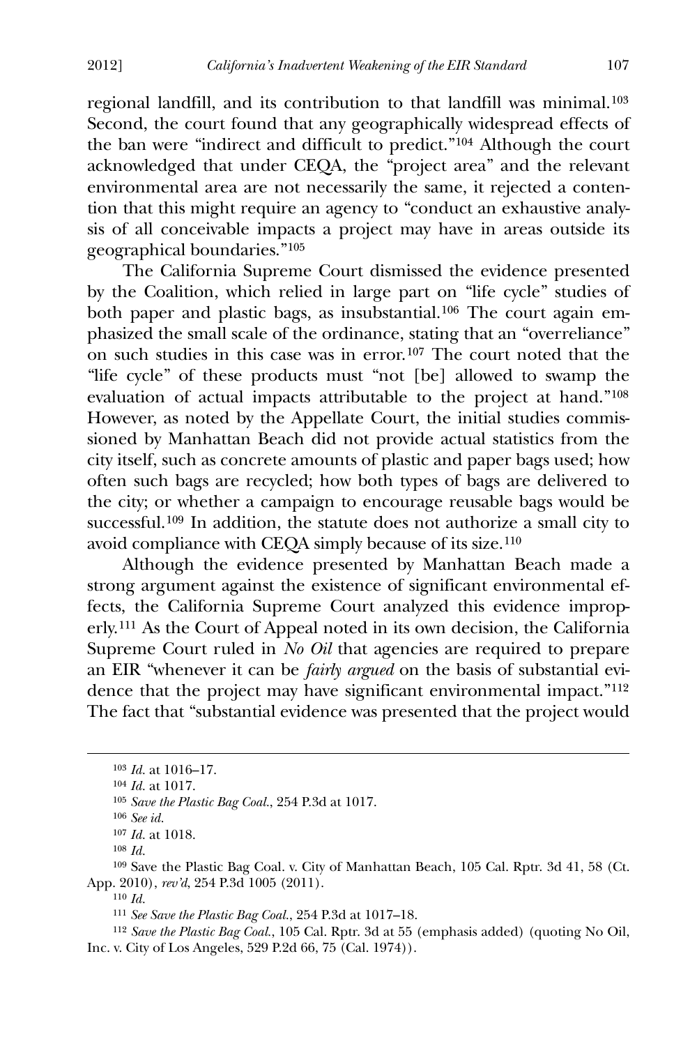regional landfill, and its contribution to that landfill was minimal.[103] Second, the court found that any geographically widespread effects of the ban were "indirect and difficult to predict."[104] Although the court acknowledged that under CEQA, the "project area" and the relevant environmental area are not necessarily the same, it rejected a contention that this might require an agency to "conduct an exhaustive analysis of all conceivable impacts a project may have in areas outside its geographical boundaries."[105]

The California Supreme Court dismissed the evidence presented by the Coalition, which relied in large part on "life cycle" studies of both paper and plastic bags, as insubstantial.[106] The court again emphasized the small scale of the ordinance, stating that an "overreliance" on such studies in this case was in error.[107] The court noted that the "life cycle" of these products must "not [be] allowed to swamp the evaluation of actual impacts attributable to the project at hand."[108] However, as noted by the Appellate Court, the initial studies commissioned by Manhattan Beach did not provide actual statistics from the city itself, such as concrete amounts of plastic and paper bags used; how often such bags are recycled; how both types of bags are delivered to the city; or whether a campaign to encourage reusable bags would be successful.[109] In addition, the statute does not authorize a small city to avoid compliance with CEQA simply because of its size.[110]

Although the evidence presented by Manhattan Beach made a strong argument against the existence of significant environmental effects, the California Supreme Court analyzed this evidence improperly.[111] As the Court of Appeal noted in its own decision, the California Supreme Court ruled in *No Oil* that agencies are required to prepare an EIR "whenever it can be *fairly argued* on the basis of substantial evidence that the project may have significant environmental impact."[112] The fact that "substantial evidence was presented that the project would

---

[103] *Id.* at 1016–17.

[104] *Id.* at 1017.

[105] *Save the Plastic Bag Coal.*, 254 P.3d at 1017.

[106] *See id.*

[107] *Id.* at 1018.

[108] *Id.*

[109] Save the Plastic Bag Coal. v. City of Manhattan Beach, 105 Cal. Rptr. 3d 41, 58 (Ct. App. 2010), *rev'd*, 254 P.3d 1005 (2011).

[110] *Id.*

[111] *See Save the Plastic Bag Coal.*, 254 P.3d at 1017–18.

[112] *Save the Plastic Bag Coal.*, 105 Cal. Rptr. 3d at 55 (emphasis added) (quoting No Oil, Inc. v. City of Los Angeles, 529 P.2d 66, 75 (Cal. 1974)).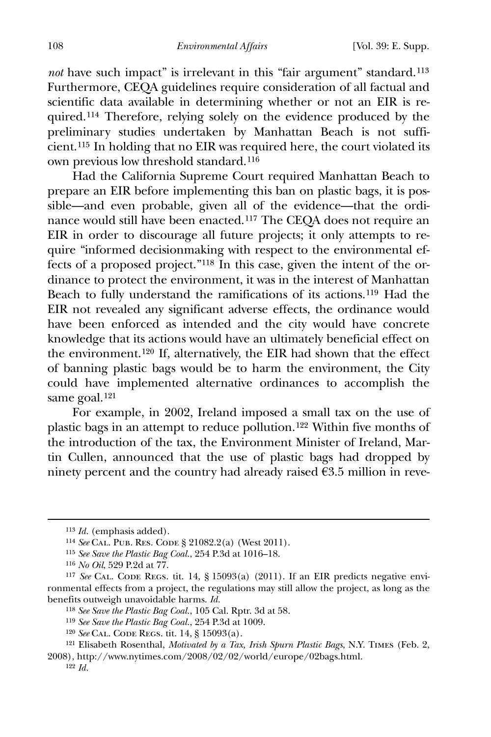*not* have such impact" is irrelevant in this "fair argument" standard.[113] Furthermore, CEQA guidelines require consideration of all factual and scientific data available in determining whether or not an EIR is required.[114] Therefore, relying solely on the evidence produced by the preliminary studies undertaken by Manhattan Beach is not sufficient.[115] In holding that no EIR was required here, the court violated its own previous low threshold standard.[116]

Had the California Supreme Court required Manhattan Beach to prepare an EIR before implementing this ban on plastic bags, it is possible—and even probable, given all of the evidence—that the ordinance would still have been enacted.[117] The CEQA does not require an EIR in order to discourage all future projects; it only attempts to require "informed decisionmaking with respect to the environmental effects of a proposed project."[118] In this case, given the intent of the ordinance to protect the environment, it was in the interest of Manhattan Beach to fully understand the ramifications of its actions.[119] Had the EIR not revealed any significant adverse effects, the ordinance would have been enforced as intended and the city would have concrete knowledge that its actions would have an ultimately beneficial effect on the environment.[120] If, alternatively, the EIR had shown that the effect of banning plastic bags would be to harm the environment, the City could have implemented alternative ordinances to accomplish the same goal.[121]

For example, in 2002, Ireland imposed a small tax on the use of plastic bags in an attempt to reduce pollution.[122] Within five months of the introduction of the tax, the Environment Minister of Ireland, Martin Cullen, announced that the use of plastic bags had dropped by ninety percent and the country had already raised €3.5 million in reve-

---

[113] *Id.* (emphasis added).

[114] *See* Cal. Pub. Res. Code § 21082.2(a) (West 2011).

[115] *See Save the Plastic Bag Coal.*, 254 P.3d at 1016–18.

[116] *No Oil*, 529 P.2d at 77.

[117] *See* Cal. Code Regs. tit. 14, § 15093(a) (2011). If an EIR predicts negative environmental effects from a project, the regulations may still allow the project, as long as the benefits outweigh unavoidable harms. *Id.*

[118] *See Save the Plastic Bag Coal.*, 105 Cal. Rptr. 3d at 58.

[119] *See Save the Plastic Bag Coal.*, 254 P.3d at 1009.

[120] *See* Cal. Code Regs. tit. 14, § 15093(a).

[121] Elisabeth Rosenthal, *Motivated by a Tax, Irish Spurn Plastic Bags*, N.Y. Times (Feb. 2, 2008), http://www.nytimes.com/2008/02/02/world/europe/02bags.html.

[122] *Id.*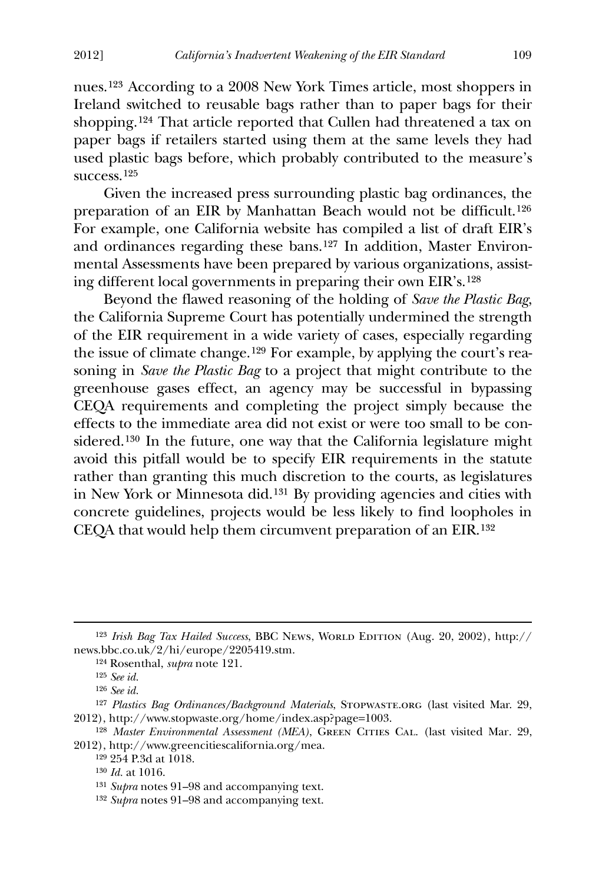nues.[123] According to a 2008 New York Times article, most shoppers in Ireland switched to reusable bags rather than to paper bags for their shopping.[124] That article reported that Cullen had threatened a tax on paper bags if retailers started using them at the same levels they had used plastic bags before, which probably contributed to the measure's success.[125]

Given the increased press surrounding plastic bag ordinances, the preparation of an EIR by Manhattan Beach would not be difficult.[126] For example, one California website has compiled a list of draft EIR's and ordinances regarding these bans.[127] In addition, Master Environmental Assessments have been prepared by various organizations, assisting different local governments in preparing their own EIR's.[128]

Beyond the flawed reasoning of the holding of *Save the Plastic Bag*, the California Supreme Court has potentially undermined the strength of the EIR requirement in a wide variety of cases, especially regarding the issue of climate change.[129] For example, by applying the court's reasoning in *Save the Plastic Bag* to a project that might contribute to the greenhouse gases effect, an agency may be successful in bypassing CEQA requirements and completing the project simply because the effects to the immediate area did not exist or were too small to be considered.[130] In the future, one way that the California legislature might avoid this pitfall would be to specify EIR requirements in the statute rather than granting this much discretion to the courts, as legislatures in New York or Minnesota did.[131] By providing agencies and cities with concrete guidelines, projects would be less likely to find loopholes in CEQA that would help them circumvent preparation of an EIR.[132]

---

[123] *Irish Bag Tax Hailed Success*, BBC News, World Edition (Aug. 20, 2002), http://news.bbc.co.uk/2/hi/europe/2205419.stm.

[124] Rosenthal, *supra* note 121.

[125] *See id.*

[126] *See id.*

[127] *Plastics Bag Ordinances/Background Materials*, Stopwaste.org (last visited Mar. 29, 2012), http://www.stopwaste.org/home/index.asp?page=1003.

[128] *Master Environmental Assessment (MEA)*, Green Cities Cal. (last visited Mar. 29, 2012), http://www.greencitiescalifornia.org/mea.

[129] 254 P.3d at 1018.

[130] *Id.* at 1016.

[131] *Supra* notes 91–98 and accompanying text.

[132] *Supra* notes 91–98 and accompanying text.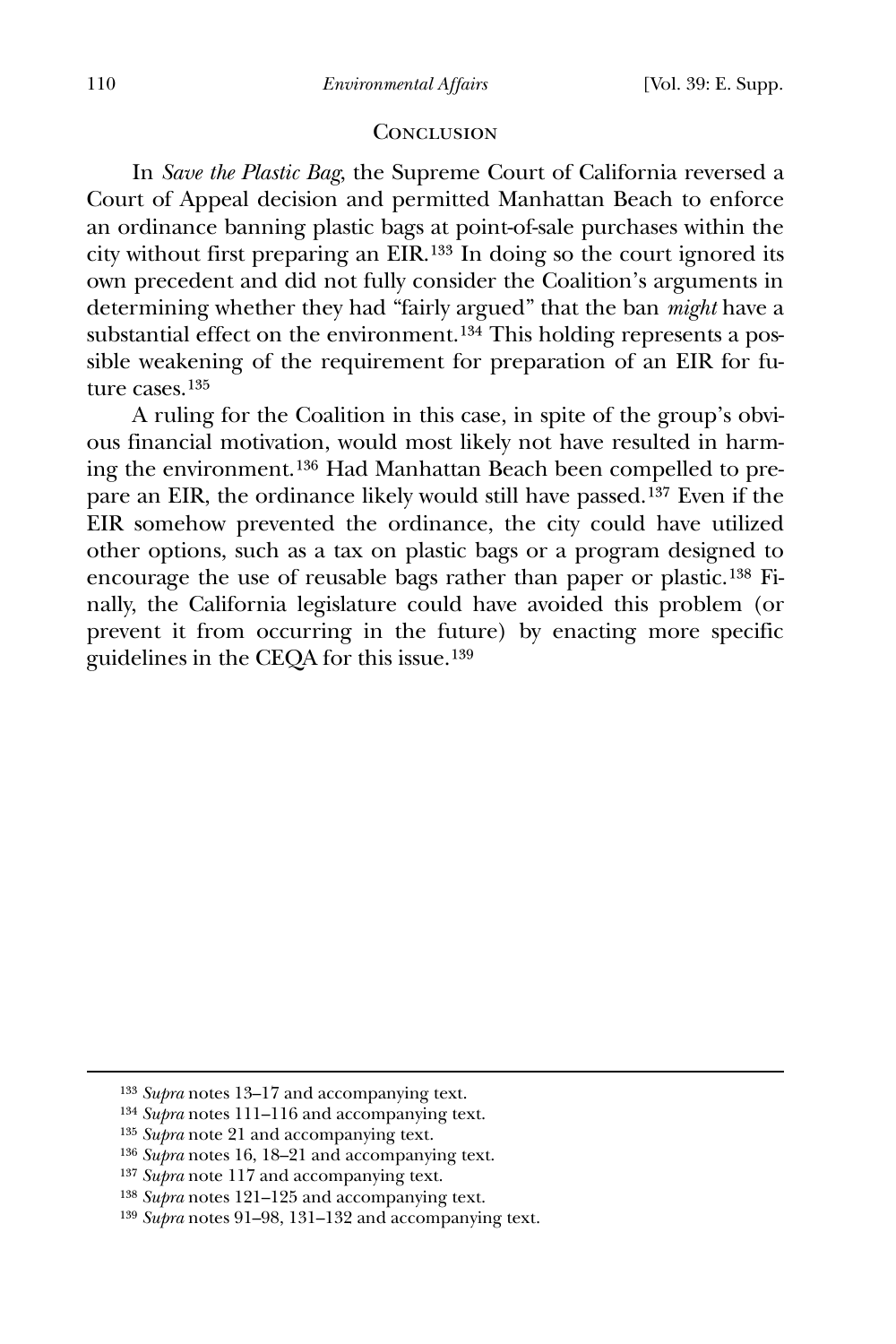## Conclusion

In *Save the Plastic Bag*, the Supreme Court of California reversed a Court of Appeal decision and permitted Manhattan Beach to enforce an ordinance banning plastic bags at point-of-sale purchases within the city without first preparing an EIR.[133] In doing so the court ignored its own precedent and did not fully consider the Coalition's arguments in determining whether they had "fairly argued" that the ban *might* have a substantial effect on the environment.[134] This holding represents a possible weakening of the requirement for preparation of an EIR for future cases.[135]

A ruling for the Coalition in this case, in spite of the group's obvious financial motivation, would most likely not have resulted in harming the environment.[136] Had Manhattan Beach been compelled to prepare an EIR, the ordinance likely would still have passed.[137] Even if the EIR somehow prevented the ordinance, the city could have utilized other options, such as a tax on plastic bags or a program designed to encourage the use of reusable bags rather than paper or plastic.[138] Finally, the California legislature could have avoided this problem (or prevent it from occurring in the future) by enacting more specific guidelines in the CEQA for this issue.[139]

---

[133] *Supra* notes 13–17 and accompanying text.

[134] *Supra* notes 111–116 and accompanying text.

[135] *Supra* note 21 and accompanying text.

[136] *Supra* notes 16, 18–21 and accompanying text.

[137] *Supra* note 117 and accompanying text.

[138] *Supra* notes 121–125 and accompanying text.

[139] *Supra* notes 91–98, 131–132 and accompanying text.